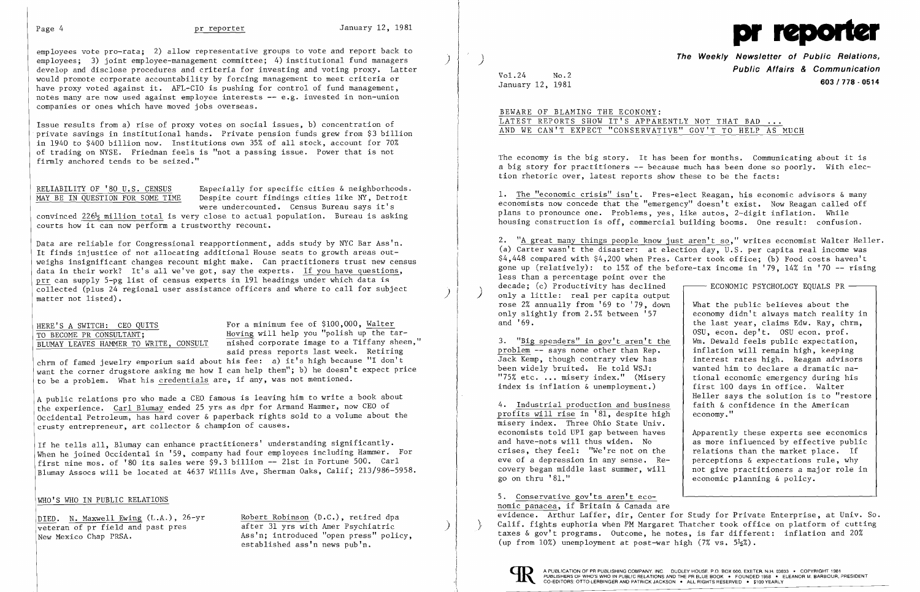employees vote pro-rata; 2) allow representative groups to vote and report back to employees; 3) joint employee-management committee; 4) institutional fund managers develop and disclose procedures and criteria for investing and voting proxy. Latter would promote corporate accountability by forcing management to meet criteria or have proxy voted against it. AFL-CIO is pushing for control of fund management, notes many are now used against employee interests -- e.g. invested in non-union companies or ones which have moved jobs overseas.

Issue results from a) rise of proxy votes on social issues, b) concentration of private savings in institutional hands. Private pension funds grew from $3 billion in 1940 to $400 billion now. Institutions own 35% of all stock, account for 70% of trading on NYSE. Friedman feels is "not a passing issue. Power that is not firmly anchored tends to be seized."

RELIABILITY OF '80 U.S. CENSUS MAY BE IN QUESTION FOR SOME TIME Especially for specific cities & neighborhoods. Despite court findings cities like NY, Detroit were undercounted. Census Bureau says it's convinced 226½ million total is very close to actual population. Bureau is asking courts how it can now perform a trustworthy recount.

Data are reliable for Congressional reapportionment, adds study by NYC Bar Ass'n. It finds injustice of not allocating additional House seats to growth areas outweighs insignificant changes recount might make. Can practitioners trust new census data in their work? It's all we've got, say the experts. If you have questions, prr can supply 5-pg list of census experts in 191 headings under which data is collected (plus 24 regional user assistance officers and where to call for subject matter not listed).

HERE'S A SWITCH: CEO QUITS TO BECOME PR CONSULTANT; BLUMAY LEAVES HAMMER TO WRITE, CONSULT For a minimum fee of $100,000, Walter Hoving will help you "polish up the tarnished corporate image to a Tiffany sheen," said press reports last week. Retiring chrm of famed jewelry emporium said about his fee: a) it's high because "I don't want the corner drugstore asking me how I can help them"; b) he doesn't expect price to be a problem. What his credentials are, if any, was not mentioned.

A public relations pro who made a CEO famous is leaving him to write a book about the experience. Carl Blumay ended 25 yrs as dpr for Armand Hammer, now CEO of Occidental Petroleum, has hard cover & paperback rights sold to a volume about the crusty entrepreneur, art collector & champion of causes.

If he tells all, Blumay can enhance practitioners' understanding significantly. When he joined Occidental in '59, company had four employees including Hammer. For first nine mos. of '80 its sales were $9.3 billion -- 21st in Fortune 500. Carl Blumay Assocs will be located at 4637 Willis Ave, Sherman Oaks, Calif; 213/986-5958.

## WHO'S WHO IN PUBLIC RELATIONS

DIED. N. Maxwell Ewing (L.A.), 26-yr veteran of pr field and past pres New Mexico Chap PRSA.

Robert Robinson (D.C.), retired dpa after 31 yrs with Amer Psychiatric Ass'n; introduced "open press" policy, established ass'n news pub'n.

# pr reporter

**The Weekly Newsletter of Public Relations, Public Affairs & Communication**

Vol.24 No.2
January 12, 1981

603 / 778 - 0514

## BEWARE OF BLAMING THE ECONOMY: LATEST REPORTS SHOW IT'S APPARENTLY NOT THAT BAD ... AND WE CAN'T EXPECT "CONSERVATIVE" GOV'T TO HELP AS MUCH

The economy is the big story. It has been for months. Communicating about it is a big story for practitioners -- because much has been done so poorly. With election rhetoric over, latest reports show these to be the facts:

1. The "economic crisis" isn't. Pres-elect Reagan, his economic advisors & many economists now concede that the "emergency" doesn't exist. Now Reagan called off plans to pronounce one. Problems, yes, like autos, 2-digit inflation. While housing construction is off, commercial building booms. One result: confusion.

2. "A great many things people know just aren't so," writes economist Walter Heller. (a) Carter wasn't the disaster: at election day, U.S. per capita real income was $4,448 compared with $4,200 when Pres. Carter took office; (b) Food costs haven't gone up (relatively): to 15% of the before-tax income in '79, 14% in '70 -- rising less than a percentage point over the decade; (c) Productivity has declined only a little: real per capita output rose 2% annually from '69 to '79, down only slightly from 2.5% between '57 and '69.

3. "Big spenders" in gov't aren't the problem -- says none other than Rep. Jack Kemp, though contrary view has been widely bruited. He told WSJ: "75% etc. ... misery index." (Misery index is inflation & unemployment.)

4. Industrial production and business profits will rise in '81, despite high misery index. Three Ohio State Univ. economists told UPI gap between haves and have-nots will thus widen. No crises, they feel: "We're not on the eve of a depression in any sense. Recovery began middle last summer, will go on thru '81."

> **ECONOMIC PSYCHOLOGY EQUALS PR**
>
> What the public believes about the economy didn't always match reality in the last year, claims Edw. Ray, chrm, OSU, econ. dep't. OSU econ. prof. Wm. Dewald feels public expectation, inflation will remain high, keeping interest rates high. Reagan advisors wanted him to declare a dramatic national economic emergency during his first 100 days in office. Walter Heller says the solution is to "restore faith & confidence in the American economy."
>
> Apparently these experts see economics as more influenced by effective public relations than the market place. If perceptions & expectations rule, why not give practitioners a major role in economic planning & policy.

5. Conservative gov'ts aren't economic panacea, if Britain & Canada are evidence. Arthur Laffer, dir, Center for Study for Private Enterprise, at Univ. So. Calif. fights euphoria when PM Margaret Thatcher took office on platform of cutting taxes & gov't programs. Outcome, he notes, is far different: inflation and 20% (up from 10%) unemployment at post-war high (7% vs. 5½%).

A PUBLICATION OF PR PUBLISHING COMPANY, INC. DUDLEY HOUSE, P.O. BOX 600, EXETER, N.H. 03833 • COPYRIGHT 1981 PUBLISHERS OF WHO'S WHO IN PUBLIC RELATIONS AND THE PR BLUE BOOK • FOUNDED 1958 • ELEANOR M. BARBOUR, PRESIDENT CO-EDITORS: OTTO LERBINGER AND PATRICK JACKSON • ALL RIGHTS RESERVED • $100 YEARLY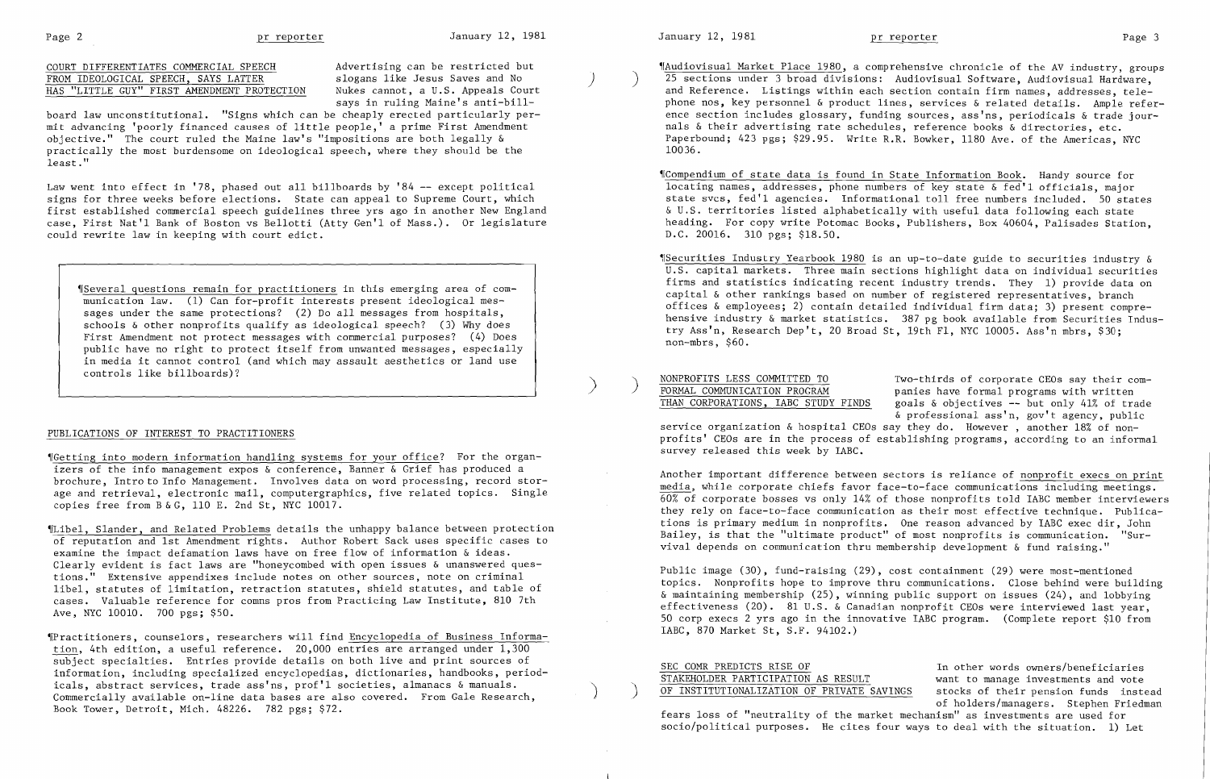COURT DIFFERENTIATES COMMERCIAL SPEECH FROM IDEOLOGICAL SPEECH, SAYS LATTER HAS "LITTLE GUY" FIRST AMENDMENT PROTECTION

Advertising can be restricted but slogans like Jesus Saves and No Nukes cannot, a U.S. Appeals Court says in ruling Maine's anti-billboard law unconstitutional. "Signs which can be cheaply erected particularly permit advancing 'poorly financed causes of little people,' a prime First Amendment objective." The court ruled the Maine law's "impositions are both legally & practically the most burdensome on ideological speech, where they should be the least."

Law went into effect in '78, phased out all billboards by '84 -- except political signs for three weeks before elections. State can appeal to Supreme Court, which first established commercial speech guidelines three yrs ago in another New England case, First Nat'l Bank of Boston vs Bellotti (Atty Gen'l of Mass.). Or legislature could rewrite law in keeping with court edict.

> ¶Several questions remain for practitioners in this emerging area of communication law. (1) Can for-profit interests present ideological messages under the same protections? (2) Do all messages from hospitals, schools & other nonprofits qualify as ideological speech? (3) Why does First Amendment not protect messages with commercial purposes? (4) Does public have no right to protect itself from unwanted messages, especially in media it cannot control (and which may assault aesthetics or land use controls like billboards)?

PUBLICATIONS OF INTEREST TO PRACTITIONERS

¶Getting into modern information handling systems for your office? For the organizers of the info management expos & conference, Banner & Grief has produced a brochure, Intro to Info Management. Involves data on word processing, record storage and retrieval, electronic mail, computergraphics, five related topics. Single copies free from B & G, 110 E. 2nd St, NYC 10017.

¶Libel, Slander, and Related Problems details the unhappy balance between protection of reputation and 1st Amendment rights. Author Robert Sack uses specific cases to examine the impact defamation laws have on free flow of information & ideas. Clearly evident is fact laws are "honeycombed with open issues & unanswered questions." Extensive appendixes include notes on other sources, note on criminal libel, statutes of limitation, retraction statutes, shield statutes, and table of cases. Valuable reference for comns pros from Practicing Law Institute, 810 7th Ave, NYC 10010. 700 pgs; $50.

¶Practitioners, counselors, researchers will find Encyclopedia of Business Information, 4th edition, a useful reference. 20,000 entries are arranged under 1,300 subject specialties. Entries provide details on both live and print sources of information, including specialized encyclopedias, dictionaries, handbooks, periodicals, abstract services, trade ass'ns, prof'l societies, almanacs & manuals. Commercially available on-line data bases are also covered. From Gale Research, Book Tower, Detroit, Mich. 48226. 782 pgs; $72.

¶Audiovisual Market Place 1980, a comprehensive chronicle of the AV industry, groups 25 sections under 3 broad divisions: Audiovisual Software, Audiovisual Hardware, and Reference. Listings within each section contain firm names, addresses, telephone nos, key personnel & product lines, services & related details. Ample reference section includes glossary, funding sources, ass'ns, periodicals & trade journals & their advertising rate schedules, reference books & directories, etc. Paperbound; 423 pgs; $29.95. Write R.R. Bowker, 1180 Ave. of the Americas, NYC 10036.

¶Compendium of state data is found in State Information Book. Handy source for locating names, addresses, phone numbers of key state & fed'l officials, major state svcs, fed'l agencies. Informational toll free numbers included. 50 states & U.S. territories listed alphabetically with useful data following each state heading. For copy write Potomac Books, Publishers, Box 40604, Palisades Station, D.C. 20016. 310 pgs; $18.50.

¶Securities Industry Yearbook 1980 is an up-to-date guide to securities industry & U.S. capital markets. Three main sections highlight data on individual securities firms and statistics indicating recent industry trends. They 1) provide data on capital & other rankings based on number of registered representatives, branch offices & employees; 2) contain detailed individual firm data; 3) present comprehensive industry & market statistics. 387 pg book available from Securities Industry Ass'n, Research Dep't, 20 Broad St, 19th Fl, NYC 10005. Ass'n mbrs, $30; non-mbrs, $60.

NONPROFITS LESS COMMITTED TO FORMAL COMMUNICATION PROGRAM THAN CORPORATIONS, IABC STUDY FINDS

Two-thirds of corporate CEOs say their companies have formal programs with written goals & objectives -- but only 41% of trade & professional ass'n, gov't agency, public service organization & hospital CEOs say they do. However , another 18% of nonprofits' CEOs are in the process of establishing programs, according to an informal survey released this week by IABC.

Another important difference between sectors is reliance of nonprofit execs on print media, while corporate chiefs favor face-to-face communications including meetings. 60% of corporate bosses vs only 14% of those nonprofits told IABC member interviewers they rely on face-to-face communication as their most effective technique. Publications is primary medium in nonprofits. One reason advanced by IABC exec dir, John Bailey, is that the "ultimate product" of most nonprofits is communication. "Survival depends on communication thru membership development & fund raising."

Public image (30), fund-raising (29), cost containment (29) were most-mentioned topics. Nonprofits hope to improve thru communications. Close behind were building & maintaining membership (25), winning public support on issues (24), and lobbying effectiveness (20). 81 U.S. & Canadian nonprofit CEOs were interviewed last year, 50 corp execs 2 yrs ago in the innovative IABC program. (Complete report $10 from IABC, 870 Market St, S.F. 94102.)

SEC COMR PREDICTS RISE OF STAKEHOLDER PARTICIPATION AS RESULT OF INSTITUTIONALIZATION OF PRIVATE SAVINGS

In other words owners/beneficiaries want to manage investments and vote stocks of their pension funds instead of holders/managers. Stephen Friedman fears loss of "neutrality of the market mechanism" as investments are used for socio/political purposes. He cites four ways to deal with the situation. 1) Let